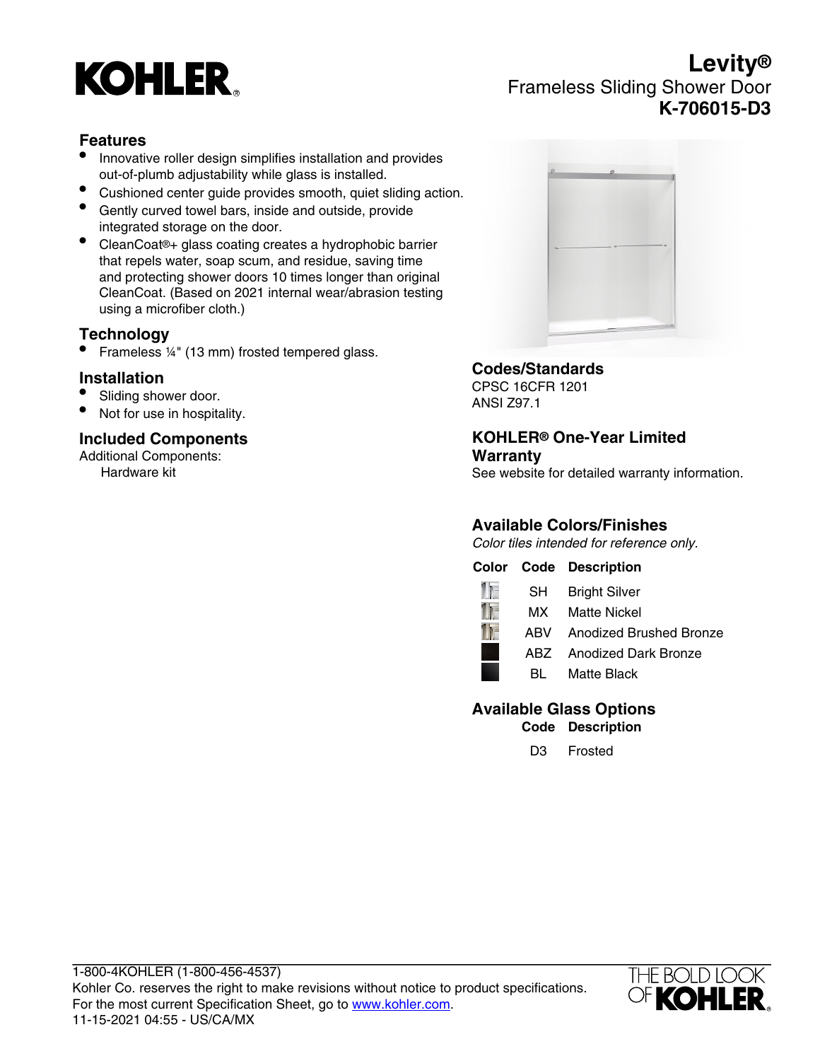# KOHLER

## Levity®

Frameless Sliding Shower Door

**K-706015-D3**

## Features

- Innovative roller design simplifies installation and provides out-of-plumb adjustability while glass is installed.
- Cushioned center guide provides smooth, quiet sliding action.
- Gently curved towel bars, inside and outside, provide integrated storage on the door.
- CleanCoat®+ glass coating creates a hydrophobic barrier that repels water, soap scum, and residue, saving time and protecting shower doors 10 times longer than original CleanCoat. (Based on 2021 internal wear/abrasion testing using a microfiber cloth.)

## Technology

- Frameless ¼" (13 mm) frosted tempered glass.

## Installation

- Sliding shower door.
- Not for use in hospitality.

## Included Components

Additional Components:
 Hardware kit

## Codes/Standards

CPSC 16CFR 1201
ANSI Z97.1

## KOHLER® One-Year Limited Warranty

See website for detailed warranty information.

## Available Colors/Finishes

*Color tiles intended for reference only.*

| Color | Code | Description |
| --- | --- | --- |
| | SH | Bright Silver |
| | MX | Matte Nickel |
| | ABV | Anodized Brushed Bronze |
| | ABZ | Anodized Dark Bronze |
| | BL | Matte Black |

## Available Glass Options

| Code | Description |
| --- | --- |
| D3 | Frosted |

1-800-4KOHLER (1-800-456-4537)
Kohler Co. reserves the right to make revisions without notice to product specifications.
For the most current Specification Sheet, go to www.kohler.com.
11-15-2021 04:55 - US/CA/MX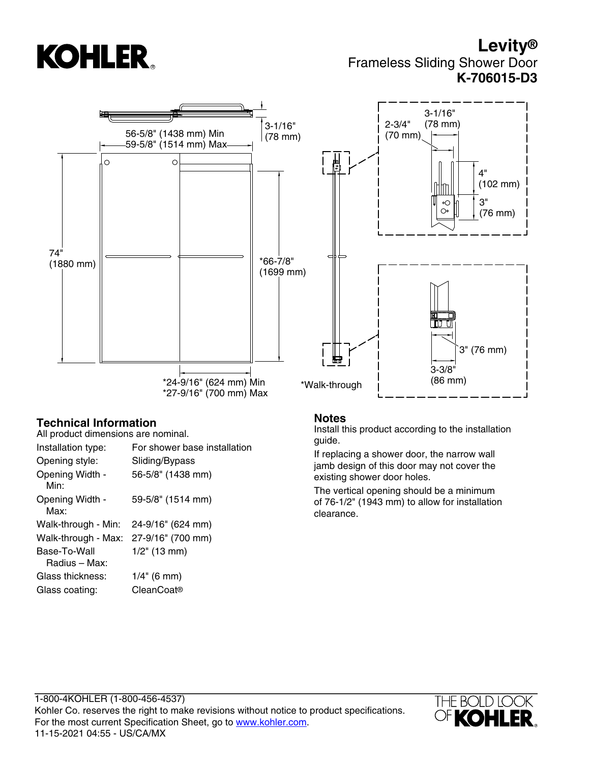# KOHLER

## Levity®

Frameless Sliding Shower Door

**K-706015-D3**

3-1/16" (78 mm)

56-5/8" (1438 mm) Min

59-5/8" (1514 mm) Max

74" (1880 mm)

*66-7/8" (1699 mm)

*24-9/16" (624 mm) Min

*27-9/16" (700 mm) Max

*Walk-through

2-3/4" (70 mm)

3-1/16" (78 mm)

4" (102 mm)

3" (76 mm)

3" (76 mm)

3-3/8" (86 mm)

### Technical Information

All product dimensions are nominal.

| | |
|---|---|
| Installation type: | For shower base installation |
| Opening style: | Sliding/Bypass |
| Opening Width - Min: | 56-5/8" (1438 mm) |
| Opening Width - Max: | 59-5/8" (1514 mm) |
| Walk-through - Min: | 24-9/16" (624 mm) |
| Walk-through - Max: | 27-9/16" (700 mm) |
| Base-To-Wall Radius – Max: | 1/2" (13 mm) |
| Glass thickness: | 1/4" (6 mm) |
| Glass coating: | CleanCoat® |

### Notes

Install this product according to the installation guide.

If replacing a shower door, the narrow wall jamb design of this door may not cover the existing shower door holes.

The vertical opening should be a minimum of 76-1/2" (1943 mm) to allow for installation clearance.

1-800-4KOHLER (1-800-456-4537)

Kohler Co. reserves the right to make revisions without notice to product specifications.

For the most current Specification Sheet, go to www.kohler.com.

11-15-2021 04:55 - US/CA/MX

THE BOLD LOOK OF KOHLER®